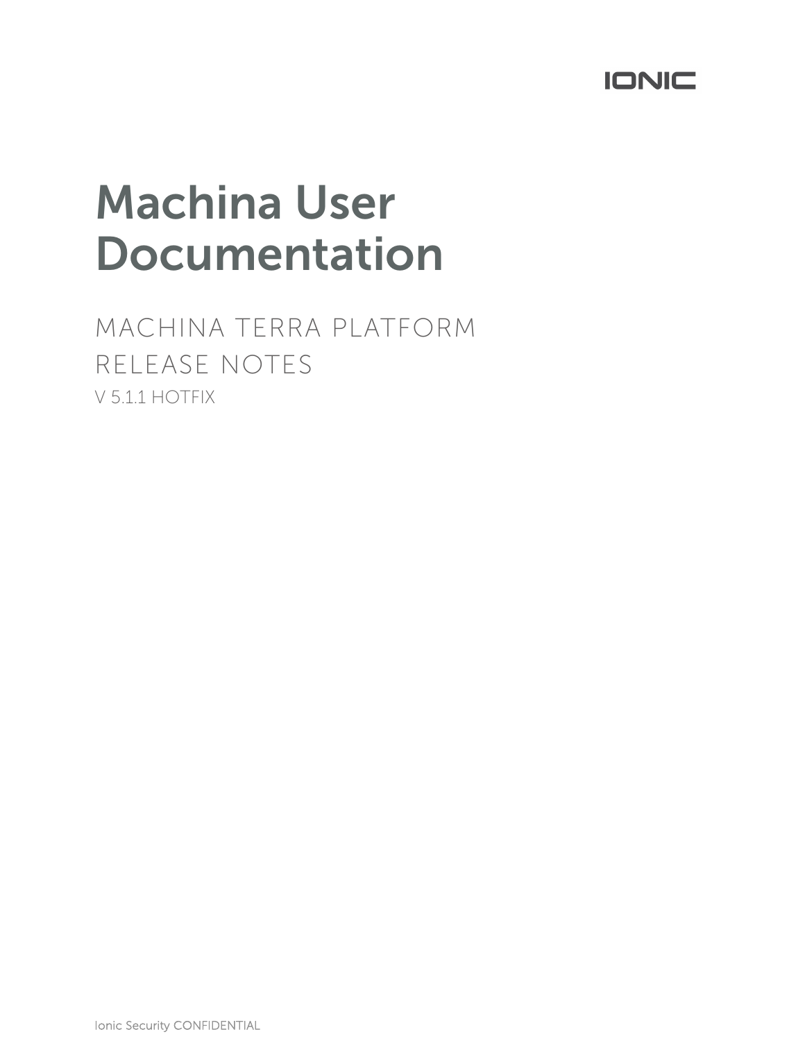IONIC

# Machina User Documentation

## MACHINA TERRA PLATFORM RELEASE NOTES

V 5.1.1 HOTFIX

Ionic Security CONFIDENTIAL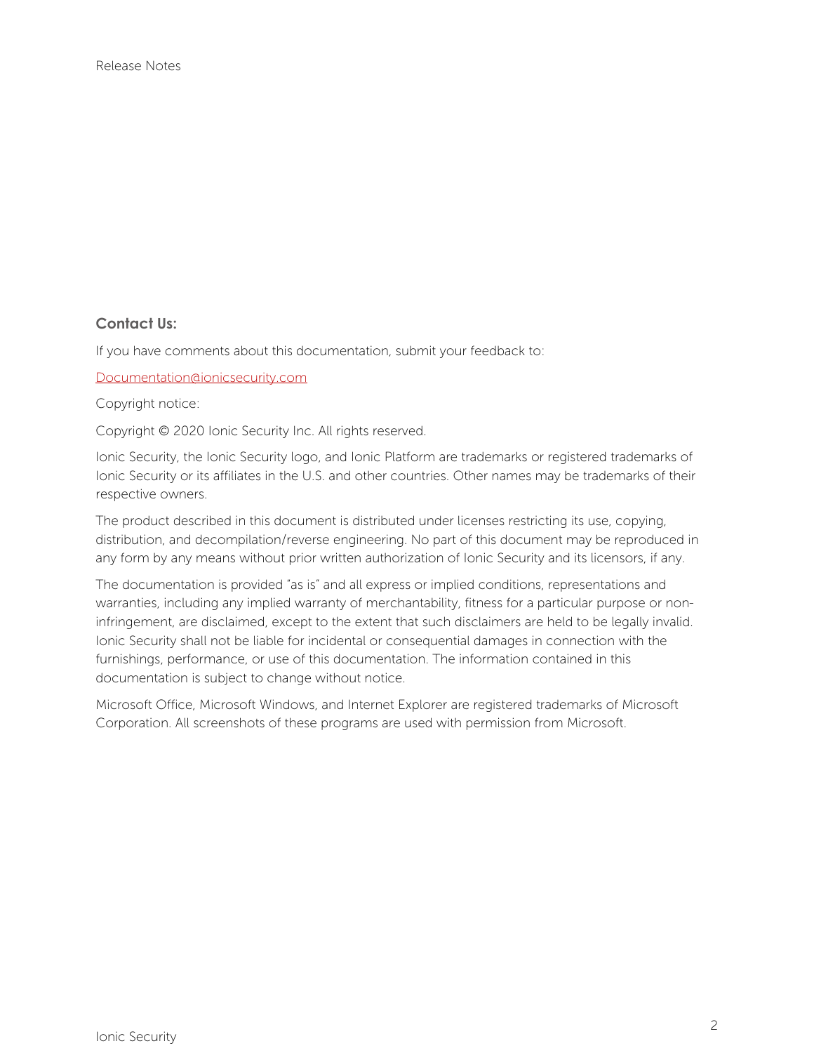### Contact Us:

If you have comments about this documentation, submit your feedback to:

Documentation@ionicsecurity.com

Copyright notice:

Copyright © 2020 Ionic Security Inc. All rights reserved.

Ionic Security, the Ionic Security logo, and Ionic Platform are trademarks or registered trademarks of Ionic Security or its affiliates in the U.S. and other countries. Other names may be trademarks of their respective owners.

The product described in this document is distributed under licenses restricting its use, copying, distribution, and decompilation/reverse engineering. No part of this document may be reproduced in any form by any means without prior written authorization of Ionic Security and its licensors, if any.

The documentation is provided "as is" and all express or implied conditions, representations and warranties, including any implied warranty of merchantability, fitness for a particular purpose or non-infringement, are disclaimed, except to the extent that such disclaimers are held to be legally invalid. Ionic Security shall not be liable for incidental or consequential damages in connection with the furnishings, performance, or use of this documentation. The information contained in this documentation is subject to change without notice.

Microsoft Office, Microsoft Windows, and Internet Explorer are registered trademarks of Microsoft Corporation. All screenshots of these programs are used with permission from Microsoft.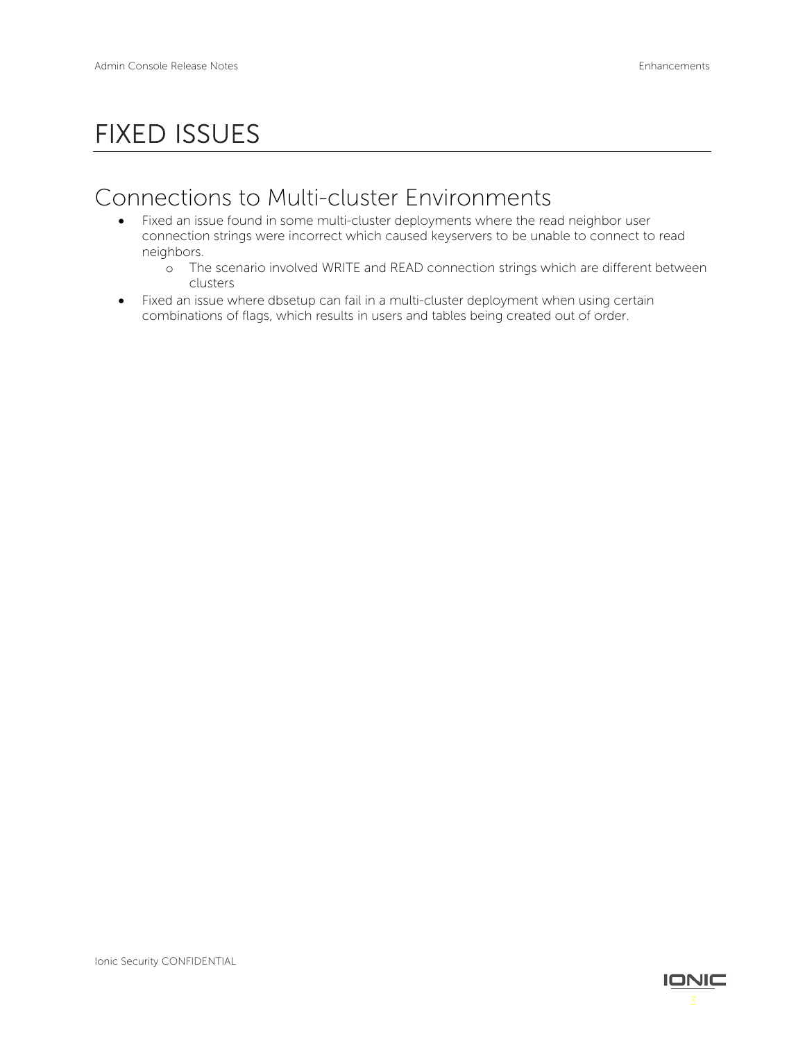# FIXED ISSUES

## Connections to Multi-cluster Environments

- Fixed an issue found in some multi-cluster deployments where the read neighbor user connection strings were incorrect which caused keyservers to be unable to connect to read neighbors.
  - The scenario involved WRITE and READ connection strings which are different between clusters
- Fixed an issue where dbsetup can fail in a multi-cluster deployment when using certain combinations of flags, which results in users and tables being created out of order.